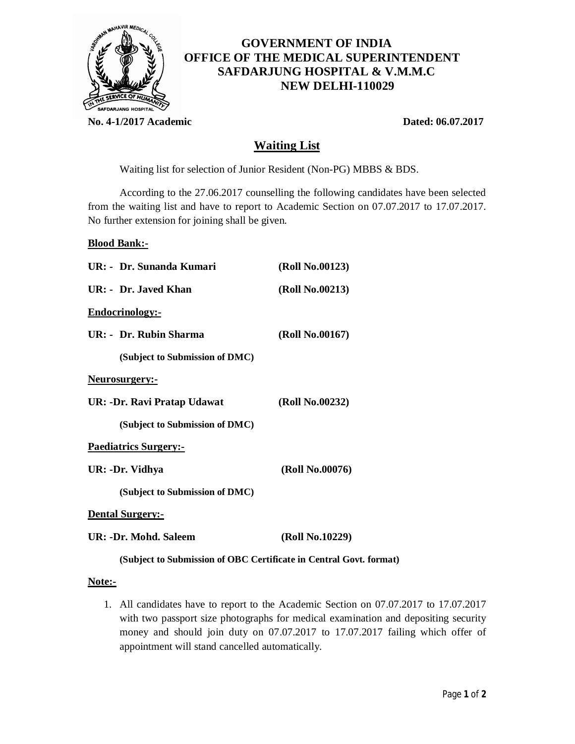# GOVERNMENT OF INDIA
# OFFICE OF THE MEDICAL SUPERINTENDENT
# SAFDARJUNG HOSPITAL & V.M.M.C
# NEW DELHI-110029

**No. 4-1/2017 Academic** **Dated: 06.07.2017**

## Waiting List

Waiting list for selection of Junior Resident (Non-PG) MBBS & BDS.

According to the 27.06.2017 counselling the following candidates have been selected from the waiting list and have to report to Academic Section on 07.07.2017 to 17.07.2017. No further extension for joining shall be given.

**Blood Bank:-**

**UR: - Dr. Sunanda Kumari (Roll No.00123)**

**UR: - Dr. Javed Khan (Roll No.00213)**

**Endocrinology:-**

**UR: - Dr. Rubin Sharma (Roll No.00167)**

**(Subject to Submission of DMC)**

**Neurosurgery:-**

**UR: -Dr. Ravi Pratap Udawat (Roll No.00232)**

**(Subject to Submission of DMC)**

**Paediatrics Surgery:-**

**UR: -Dr. Vidhya (Roll No.00076)**

**(Subject to Submission of DMC)**

**Dental Surgery:-**

**UR: -Dr. Mohd. Saleem (Roll No.10229)**

**(Subject to Submission of OBC Certificate in Central Govt. format)**

**Note:-**

1. All candidates have to report to the Academic Section on 07.07.2017 to 17.07.2017 with two passport size photographs for medical examination and depositing security money and should join duty on 07.07.2017 to 17.07.2017 failing which offer of appointment will stand cancelled automatically.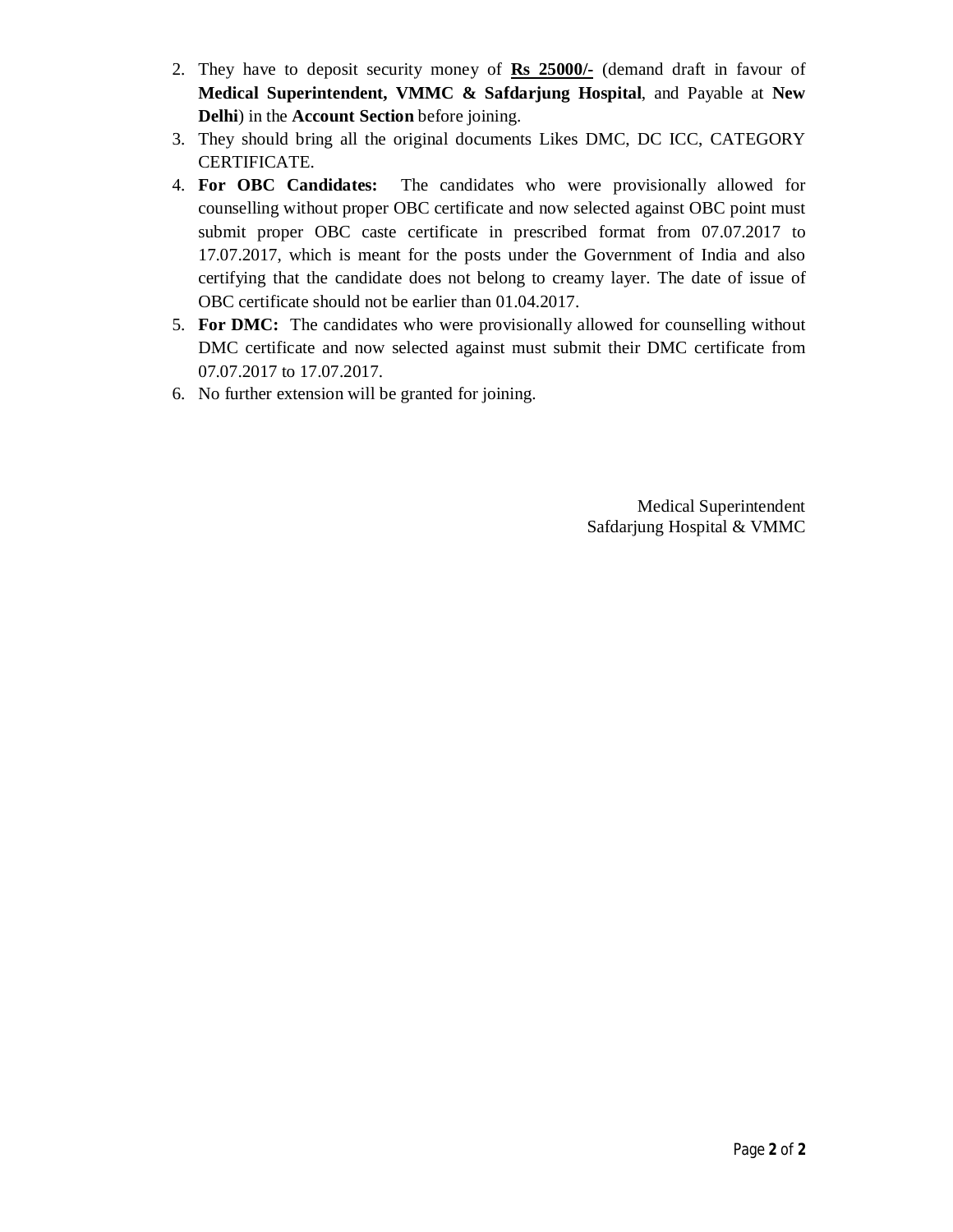2. They have to deposit security money of **Rs 25000/-** (demand draft in favour of **Medical Superintendent, VMMC & Safdarjung Hospital**, and Payable at **New Delhi**) in the **Account Section** before joining.
3. They should bring all the original documents Likes DMC, DC ICC, CATEGORY CERTIFICATE.
4. **For OBC Candidates:** The candidates who were provisionally allowed for counselling without proper OBC certificate and now selected against OBC point must submit proper OBC caste certificate in prescribed format from 07.07.2017 to 17.07.2017, which is meant for the posts under the Government of India and also certifying that the candidate does not belong to creamy layer. The date of issue of OBC certificate should not be earlier than 01.04.2017.
5. **For DMC:** The candidates who were provisionally allowed for counselling without DMC certificate and now selected against must submit their DMC certificate from 07.07.2017 to 17.07.2017.
6. No further extension will be granted for joining.

Medical Superintendent
Safdarjung Hospital & VMMC